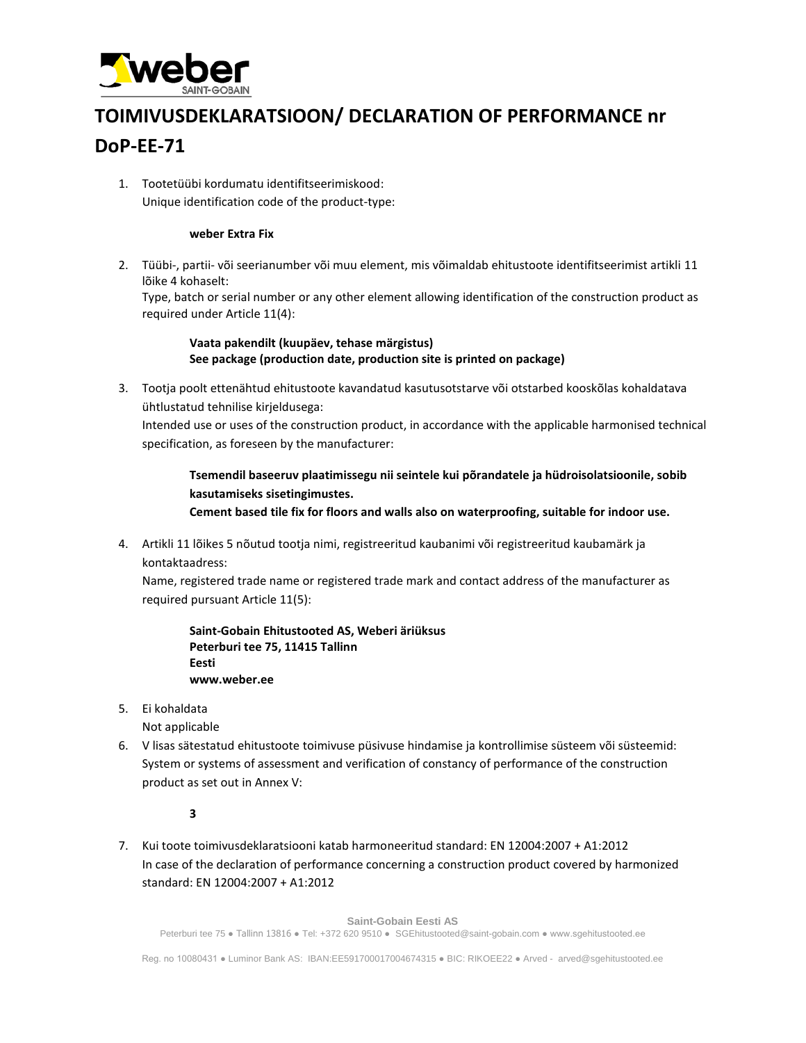# TOIMIVUSDEKLARATSIOON/ DECLARATION OF PERFORMANCE nr DoP-EE-71

1. Tootetüübi kordumatu identifitseerimiskood:
   Unique identification code of the product-type:

   **weber Extra Fix**

2. Tüübi-, partii- või seerianumber või muu element, mis võimaldab ehitustoote identifitseerimist artikli 11 lõike 4 kohaselt:
   Type, batch or serial number or any other element allowing identification of the construction product as required under Article 11(4):

   **Vaata pakendilt (kuupäev, tehase märgistus)**
   **See package (production date, production site is printed on package)**

3. Tootja poolt ettenähtud ehitustoote kavandatud kasutusotstarve või otstarbed kooskõlas kohaldatava ühtlustatud tehnilise kirjeldusega:
   Intended use or uses of the construction product, in accordance with the applicable harmonised technical specification, as foreseen by the manufacturer:

   **Tsemendil baseeruv plaatimissegu nii seintele kui põrandatele ja hüdroisolatsioonile, sobib kasutamiseks sisetingimustes.**
   **Cement based tile fix for floors and walls also on waterproofing, suitable for indoor use.**

4. Artikli 11 lõikes 5 nõutud tootja nimi, registreeritud kaubanimi või registreeritud kaubamärk ja kontaktaadress:
   Name, registered trade name or registered trade mark and contact address of the manufacturer as required pursuant Article 11(5):

   **Saint-Gobain Ehitustooted AS, Weberi äriüksus**
   **Peterburi tee 75, 11415 Tallinn**
   **Eesti**
   **www.weber.ee**

5. Ei kohaldata
   Not applicable

6. V lisas sätestatud ehitustoote toimivuse püsivuse hindamise ja kontrollimise süsteem või süsteemid:
   System or systems of assessment and verification of constancy of performance of the construction product as set out in Annex V:

   **3**

7. Kui toote toimivusdeklaratsiooni katab harmoneeritud standard: EN 12004:2007 + A1:2012
   In case of the declaration of performance concerning a construction product covered by harmonized standard: EN 12004:2007 + A1:2012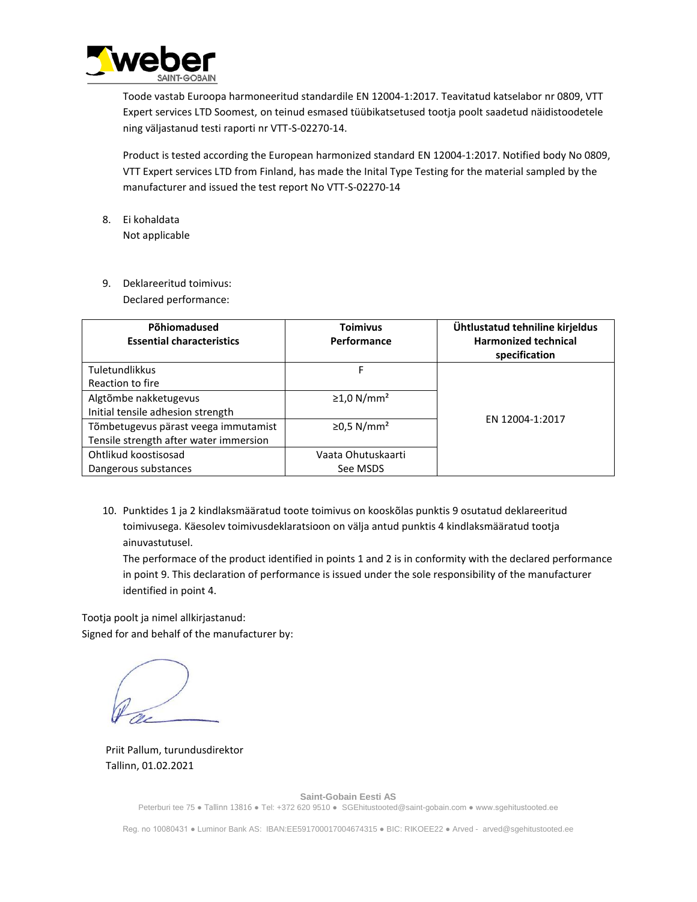Toode vastab Euroopa harmoneeritud standardile EN 12004-1:2017. Teavitatud katselabor nr 0809, VTT Expert services LTD Soomest, on teinud esmased tüübikatsetused tootja poolt saadetud näidistoodetele ning väljastanud testi raporti nr VTT-S-02270-14.

Product is tested according the European harmonized standard EN 12004-1:2017. Notified body No 0809, VTT Expert services LTD from Finland, has made the Inital Type Testing for the material sampled by the manufacturer and issued the test report No VTT-S-02270-14

8. Ei kohaldata
   Not applicable

9. Deklareeritud toimivus:
   Declared performance:

| **Põhiomadused** **Essential characteristics** | **Toimivus** **Performance** | **Ühtlustatud tehniline kirjeldus** **Harmonized technical specification** |
|---|---|---|
| Tuletundlikkus Reaction to fire | F | EN 12004-1:2017 |
| Algtõmbe nakketugevus Initial tensile adhesion strength | ≥1,0 N/mm² | |
| Tõmbetugevus pärast veega immutamist Tensile strength after water immersion | ≥0,5 N/mm² | |
| Ohtlikud koostisosad Dangerous substances | Vaata Ohutuskaarti See MSDS | |

10. Punktides 1 ja 2 kindlaksmääratud toote toimivus on kooskõlas punktis 9 osutatud deklareeritud toimivusega. Käesolev toimivusdeklaratsioon on välja antud punktis 4 kindlaksmääratud tootja ainuvastutusel.
    The performace of the product identified in points 1 and 2 is in conformity with the declared performance in point 9. This declaration of performance is issued under the sole responsibility of the manufacturer identified in point 4.

Tootja poolt ja nimel allkirjastanud:
Signed for and behalf of the manufacturer by:

Priit Pallum, turundusdirektor
Tallinn, 01.02.2021

**Saint-Gobain Eesti AS**
Peterburi tee 75 ● Tallinn 13816 ● Tel: +372 620 9510 ● SGEhitustooted@saint-gobain.com ● www.sgehitustooted.ee

Reg. no 10080431 ● Luminor Bank AS: IBAN:EE591700017004674315 ● BIC: RIKOEE22 ● Arved - arved@sgehitustooted.ee